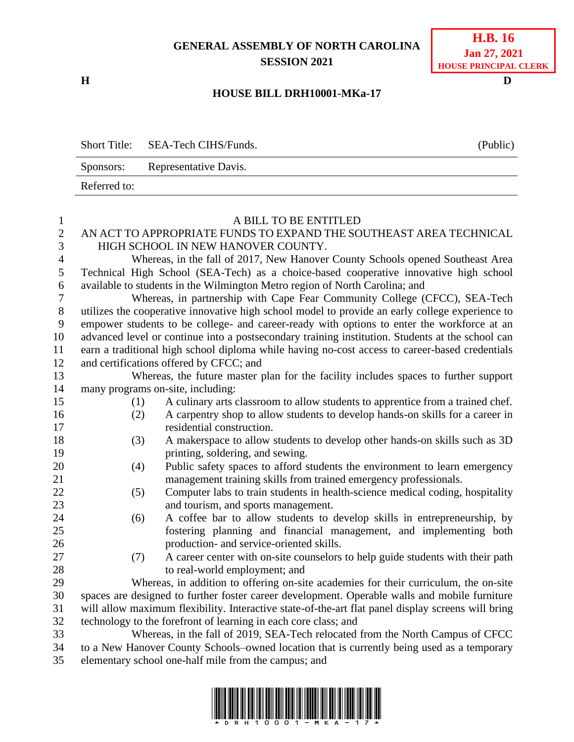**GENERAL ASSEMBLY OF NORTH CAROLINA**
**SESSION 2021**

**H.B. 16**
**Jan 27, 2021**
**HOUSE PRINCIPAL CLERK**

**H** **D**

**HOUSE BILL DRH10001-MKa-17**

| Short Title: | SEA-Tech CIHS/Funds. | (Public) |
|---|---|---|
| Sponsors: | Representative Davis. | |
| Referred to: | | |

A BILL TO BE ENTITLED

AN ACT TO APPROPRIATE FUNDS TO EXPAND THE SOUTHEAST AREA TECHNICAL HIGH SCHOOL IN NEW HANOVER COUNTY.

Whereas, in the fall of 2017, New Hanover County Schools opened Southeast Area Technical High School (SEA-Tech) as a choice-based cooperative innovative high school available to students in the Wilmington Metro region of North Carolina; and

Whereas, in partnership with Cape Fear Community College (CFCC), SEA-Tech utilizes the cooperative innovative high school model to provide an early college experience to empower students to be college- and career-ready with options to enter the workforce at an advanced level or continue into a postsecondary training institution. Students at the school can earn a traditional high school diploma while having no-cost access to career-based credentials and certifications offered by CFCC; and

Whereas, the future master plan for the facility includes spaces to further support many programs on-site, including:

(1) A culinary arts classroom to allow students to apprentice from a trained chef.

(2) A carpentry shop to allow students to develop hands-on skills for a career in residential construction.

(3) A makerspace to allow students to develop other hands-on skills such as 3D printing, soldering, and sewing.

(4) Public safety spaces to afford students the environment to learn emergency management training skills from trained emergency professionals.

(5) Computer labs to train students in health-science medical coding, hospitality and tourism, and sports management.

(6) A coffee bar to allow students to develop skills in entrepreneurship, by fostering planning and financial management, and implementing both production- and service-oriented skills.

(7) A career center with on-site counselors to help guide students with their path to real-world employment; and

Whereas, in addition to offering on-site academies for their curriculum, the on-site spaces are designed to further foster career development. Operable walls and mobile furniture will allow maximum flexibility. Interactive state-of-the-art flat panel display screens will bring technology to the forefront of learning in each core class; and

Whereas, in the fall of 2019, SEA-Tech relocated from the North Campus of CFCC to a New Hanover County Schools–owned location that is currently being used as a temporary elementary school one-half mile from the campus; and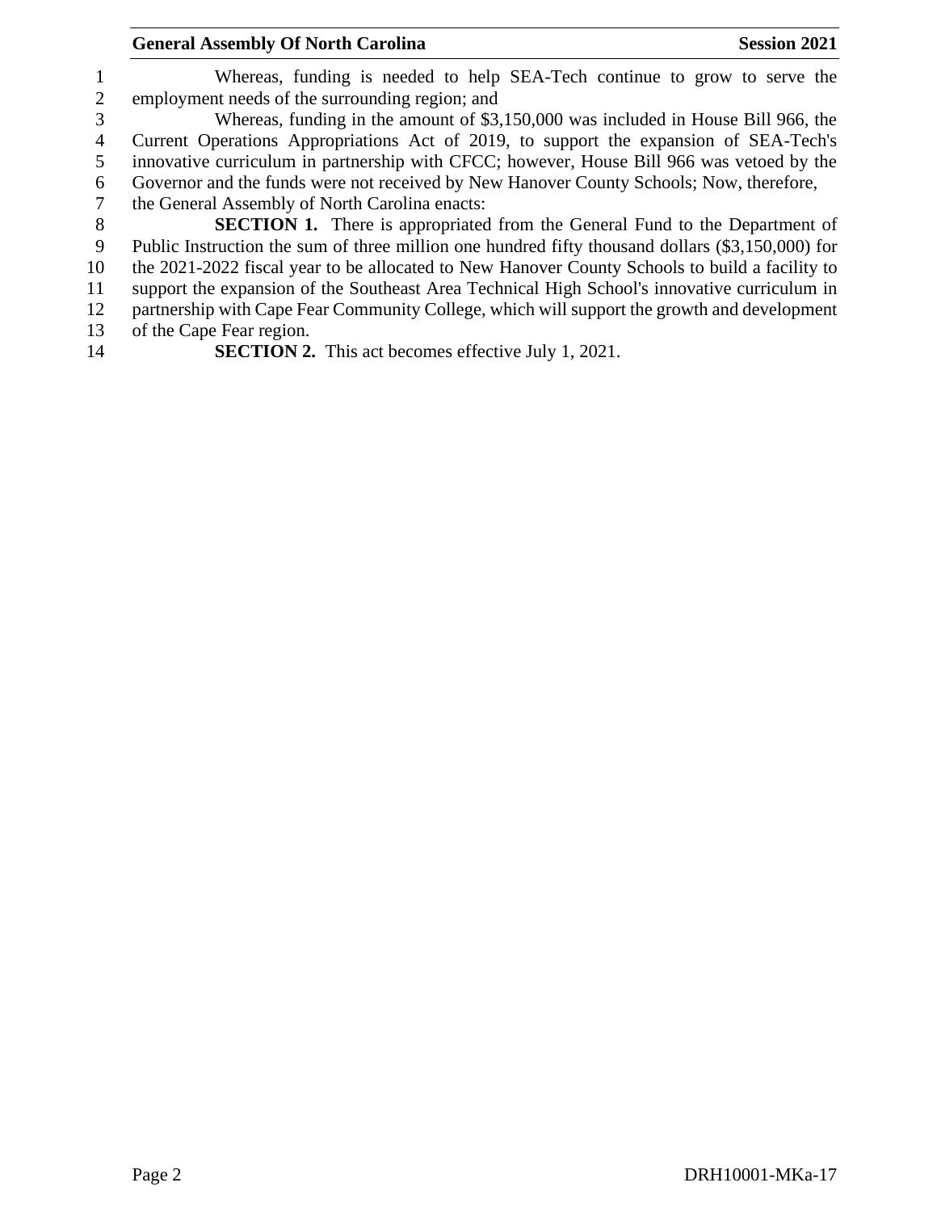Whereas, funding is needed to help SEA-Tech continue to grow to serve the employment needs of the surrounding region; and

Whereas, funding in the amount of $3,150,000 was included in House Bill 966, the Current Operations Appropriations Act of 2019, to support the expansion of SEA-Tech's innovative curriculum in partnership with CFCC; however, House Bill 966 was vetoed by the Governor and the funds were not received by New Hanover County Schools; Now, therefore,

the General Assembly of North Carolina enacts:

**SECTION 1.** There is appropriated from the General Fund to the Department of Public Instruction the sum of three million one hundred fifty thousand dollars ($3,150,000) for the 2021-2022 fiscal year to be allocated to New Hanover County Schools to build a facility to support the expansion of the Southeast Area Technical High School's innovative curriculum in partnership with Cape Fear Community College, which will support the growth and development of the Cape Fear region.

**SECTION 2.** This act becomes effective July 1, 2021.